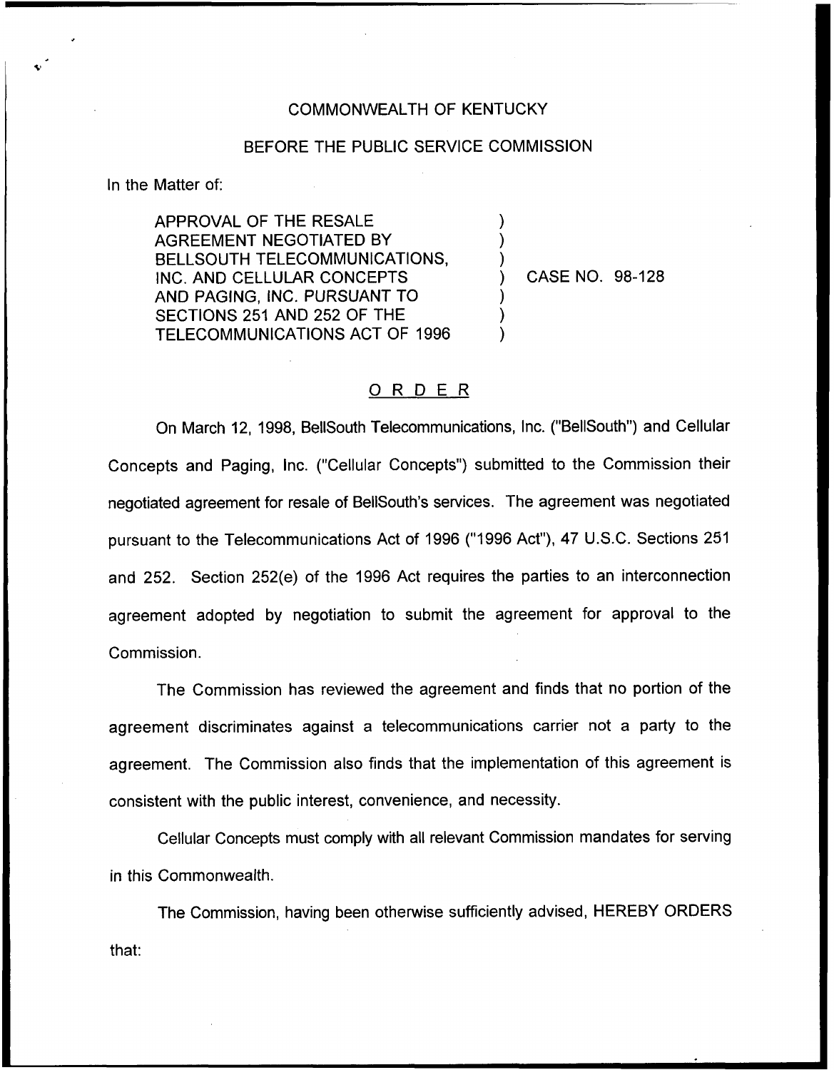COMMONWEALTH OF KENTUCKY

BEFORE THE PUBLIC SERVICE COMMISSION

In the Matter of:

APPROVAL OF THE RESALE AGREEMENT NEGOTIATED BY BELLSOUTH TELECOMMUNICATIONS, INC. AND CELLULAR CONCEPTS AND PAGING, INC. PURSUANT TO SECTIONS 251 AND 252 OF THE TELECOMMUNICATIONS ACT OF 1996 ) CASE NO. 98-128

## ORDER

On March 12, 1998, BellSouth Telecommunications, Inc. ("BellSouth") and Cellular Concepts and Paging, Inc. ("Cellular Concepts") submitted to the Commission their negotiated agreement for resale of BellSouth's services. The agreement was negotiated pursuant to the Telecommunications Act of 1996 ("1996 Act"), 47 U.S.C. Sections 251 and 252. Section 252(e) of the 1996 Act requires the parties to an interconnection agreement adopted by negotiation to submit the agreement for approval to the Commission.

The Commission has reviewed the agreement and finds that no portion of the agreement discriminates against a telecommunications carrier not a party to the agreement. The Commission also finds that the implementation of this agreement is consistent with the public interest, convenience, and necessity.

Cellular Concepts must comply with all relevant Commission mandates for serving in this Commonwealth.

The Commission, having been otherwise sufficiently advised, HEREBY ORDERS that: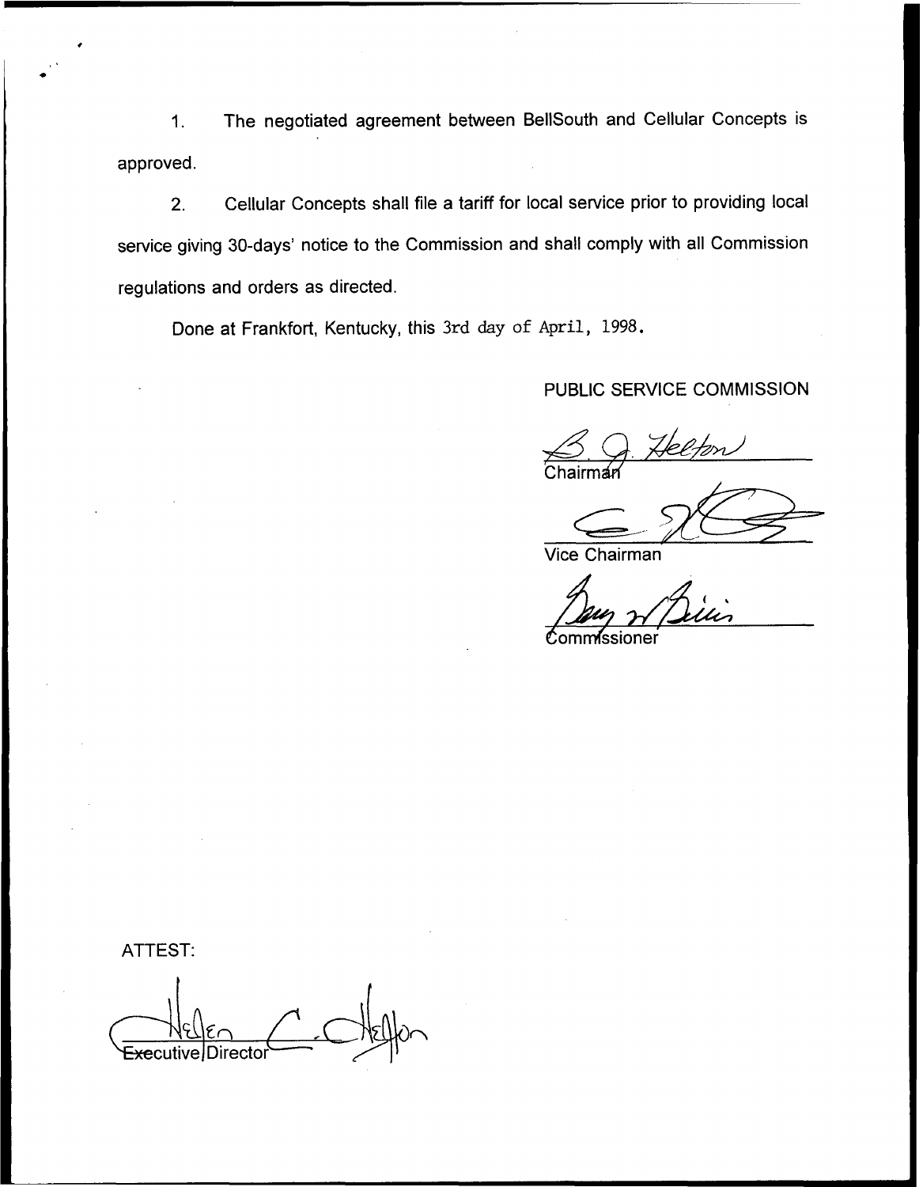1. The negotiated agreement between BellSouth and Cellular Concepts is approved.

2. Cellular Concepts shall file a tariff for local service prior to providing local service giving 30-days' notice to the Commission and shall comply with all Commission regulations and orders as directed.

Done at Frankfort, Kentucky, this 3rd day of April, 1998.

PUBLIC SERVICE COMMISSION

B. J. Helton
Chairman

Vice Chairman

Commissioner

ATTEST:

Helen C. Helton
Executive Director